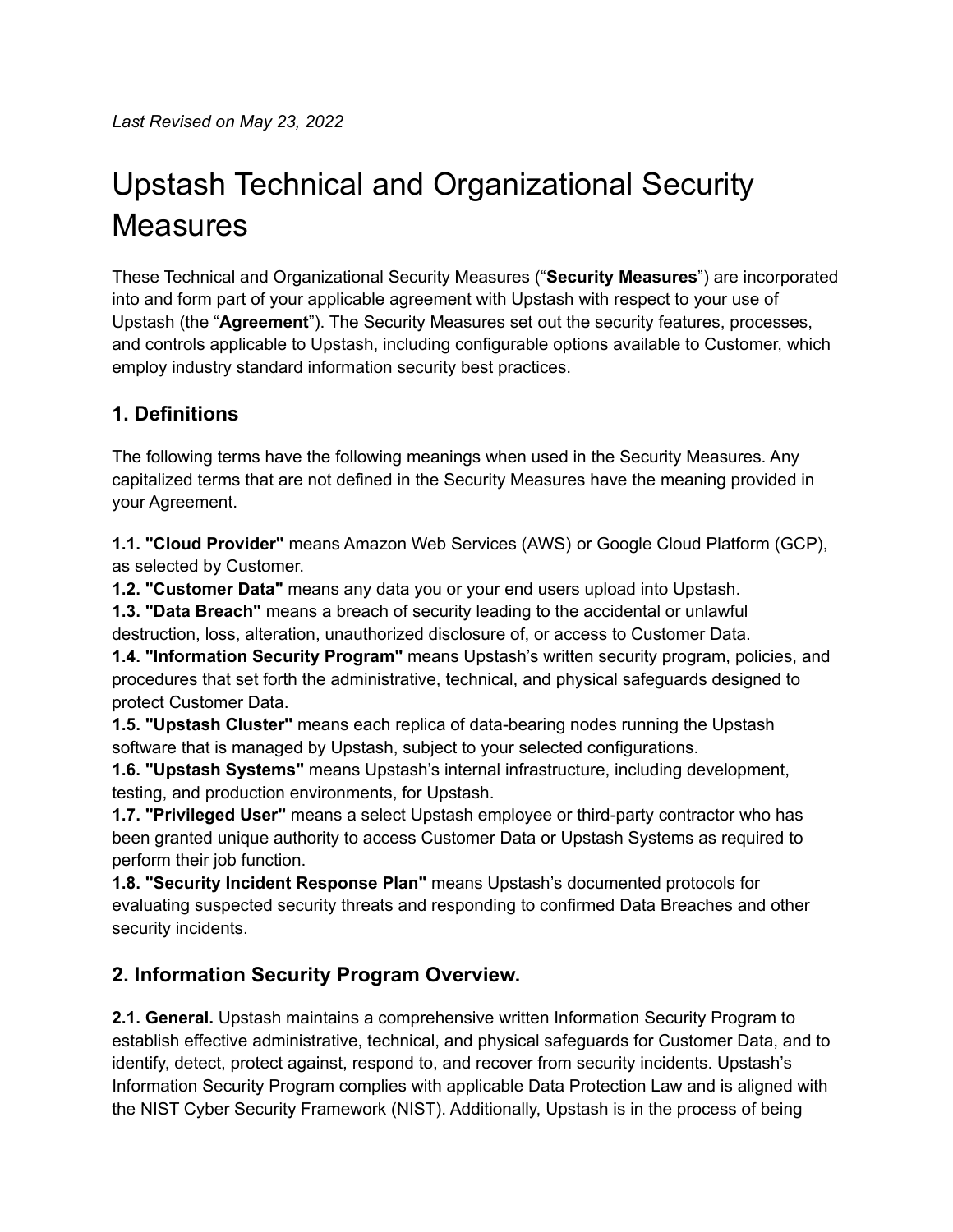*Last Revised on May 23, 2022*

# Upstash Technical and Organizational Security Measures

These Technical and Organizational Security Measures ("**Security Measures**") are incorporated into and form part of your applicable agreement with Upstash with respect to your use of Upstash (the "**Agreement**"). The Security Measures set out the security features, processes, and controls applicable to Upstash, including configurable options available to Customer, which employ industry standard information security best practices.

## 1. Definitions

The following terms have the following meanings when used in the Security Measures. Any capitalized terms that are not defined in the Security Measures have the meaning provided in your Agreement.

**1.1. "Cloud Provider"** means Amazon Web Services (AWS) or Google Cloud Platform (GCP), as selected by Customer.
**1.2. "Customer Data"** means any data you or your end users upload into Upstash.
**1.3. "Data Breach"** means a breach of security leading to the accidental or unlawful destruction, loss, alteration, unauthorized disclosure of, or access to Customer Data.
**1.4. "Information Security Program"** means Upstash's written security program, policies, and procedures that set forth the administrative, technical, and physical safeguards designed to protect Customer Data.
**1.5. "Upstash Cluster"** means each replica of data-bearing nodes running the Upstash software that is managed by Upstash, subject to your selected configurations.
**1.6. "Upstash Systems"** means Upstash's internal infrastructure, including development, testing, and production environments, for Upstash.
**1.7. "Privileged User"** means a select Upstash employee or third-party contractor who has been granted unique authority to access Customer Data or Upstash Systems as required to perform their job function.
**1.8. "Security Incident Response Plan"** means Upstash's documented protocols for evaluating suspected security threats and responding to confirmed Data Breaches and other security incidents.

## 2. Information Security Program Overview.

**2.1. General.** Upstash maintains a comprehensive written Information Security Program to establish effective administrative, technical, and physical safeguards for Customer Data, and to identify, detect, protect against, respond to, and recover from security incidents. Upstash's Information Security Program complies with applicable Data Protection Law and is aligned with the NIST Cyber Security Framework (NIST). Additionally, Upstash is in the process of being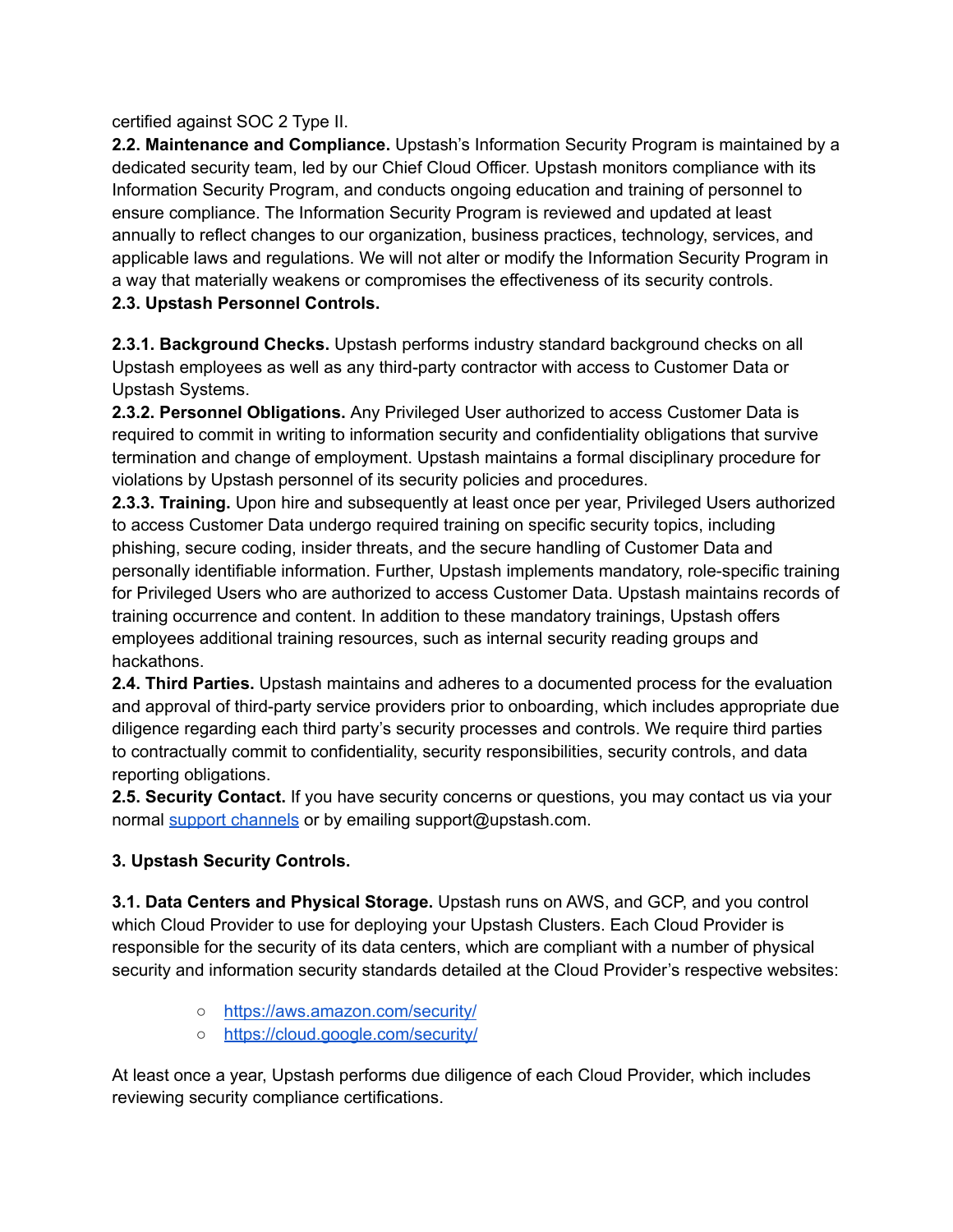certified against SOC 2 Type II.

**2.2. Maintenance and Compliance.** Upstash's Information Security Program is maintained by a dedicated security team, led by our Chief Cloud Officer. Upstash monitors compliance with its Information Security Program, and conducts ongoing education and training of personnel to ensure compliance. The Information Security Program is reviewed and updated at least annually to reflect changes to our organization, business practices, technology, services, and applicable laws and regulations. We will not alter or modify the Information Security Program in a way that materially weakens or compromises the effectiveness of its security controls.

**2.3. Upstash Personnel Controls.**

**2.3.1. Background Checks.** Upstash performs industry standard background checks on all Upstash employees as well as any third-party contractor with access to Customer Data or Upstash Systems.

**2.3.2. Personnel Obligations.** Any Privileged User authorized to access Customer Data is required to commit in writing to information security and confidentiality obligations that survive termination and change of employment. Upstash maintains a formal disciplinary procedure for violations by Upstash personnel of its security policies and procedures.

**2.3.3. Training.** Upon hire and subsequently at least once per year, Privileged Users authorized to access Customer Data undergo required training on specific security topics, including phishing, secure coding, insider threats, and the secure handling of Customer Data and personally identifiable information. Further, Upstash implements mandatory, role-specific training for Privileged Users who are authorized to access Customer Data. Upstash maintains records of training occurrence and content. In addition to these mandatory trainings, Upstash offers employees additional training resources, such as internal security reading groups and hackathons.

**2.4. Third Parties.** Upstash maintains and adheres to a documented process for the evaluation and approval of third-party service providers prior to onboarding, which includes appropriate due diligence regarding each third party's security processes and controls. We require third parties to contractually commit to confidentiality, security responsibilities, security controls, and data reporting obligations.

**2.5. Security Contact.** If you have security concerns or questions, you may contact us via your normal support channels or by emailing support@upstash.com.

**3. Upstash Security Controls.**

**3.1. Data Centers and Physical Storage.** Upstash runs on AWS, and GCP, and you control which Cloud Provider to use for deploying your Upstash Clusters. Each Cloud Provider is responsible for the security of its data centers, which are compliant with a number of physical security and information security standards detailed at the Cloud Provider's respective websites:

- https://aws.amazon.com/security/
- https://cloud.google.com/security/

At least once a year, Upstash performs due diligence of each Cloud Provider, which includes reviewing security compliance certifications.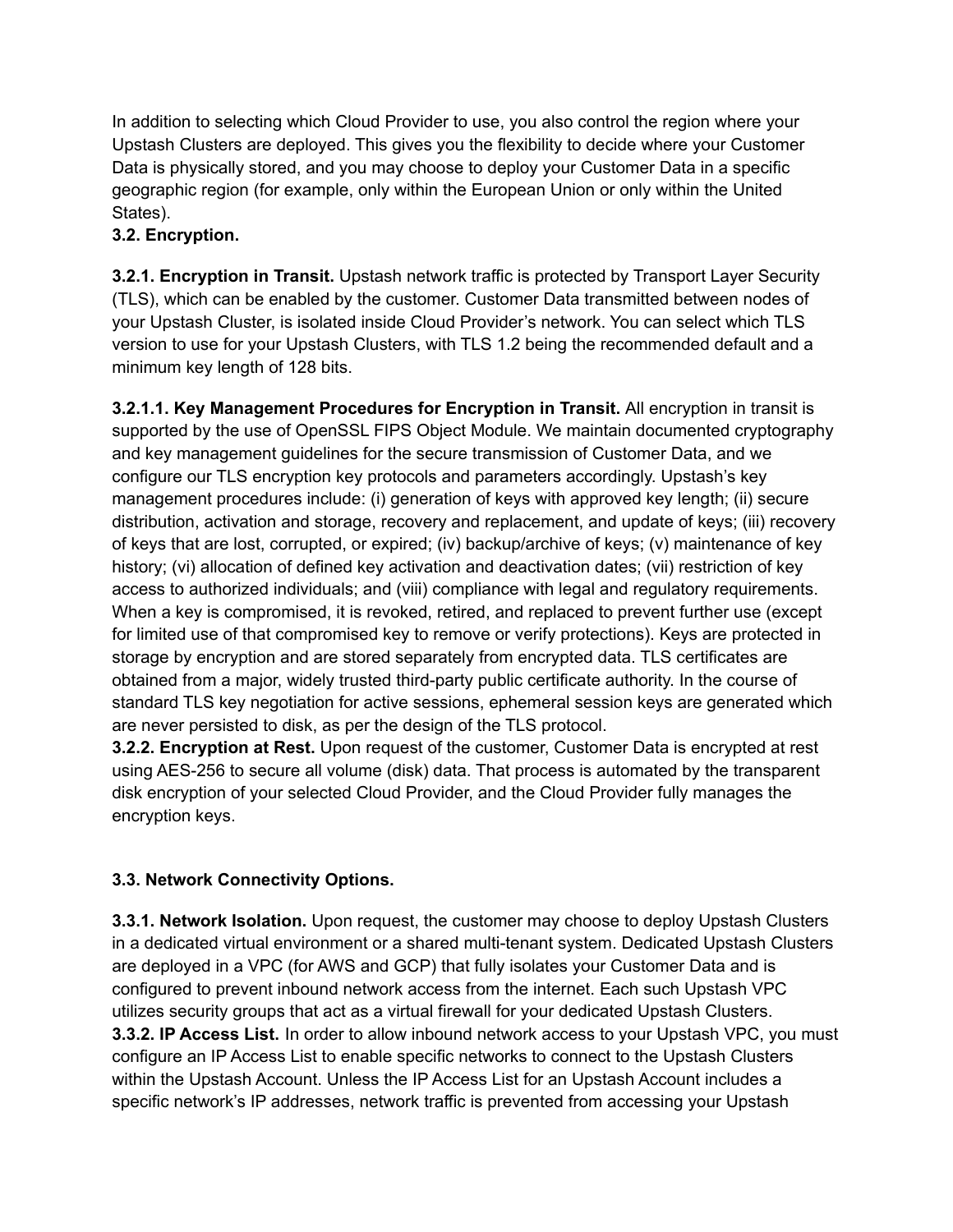In addition to selecting which Cloud Provider to use, you also control the region where your Upstash Clusters are deployed. This gives you the flexibility to decide where your Customer Data is physically stored, and you may choose to deploy your Customer Data in a specific geographic region (for example, only within the European Union or only within the United States).

**3.2. Encryption.**

**3.2.1. Encryption in Transit.** Upstash network traffic is protected by Transport Layer Security (TLS), which can be enabled by the customer. Customer Data transmitted between nodes of your Upstash Cluster, is isolated inside Cloud Provider's network. You can select which TLS version to use for your Upstash Clusters, with TLS 1.2 being the recommended default and a minimum key length of 128 bits.

**3.2.1.1. Key Management Procedures for Encryption in Transit.** All encryption in transit is supported by the use of OpenSSL FIPS Object Module. We maintain documented cryptography and key management guidelines for the secure transmission of Customer Data, and we configure our TLS encryption key protocols and parameters accordingly. Upstash's key management procedures include: (i) generation of keys with approved key length; (ii) secure distribution, activation and storage, recovery and replacement, and update of keys; (iii) recovery of keys that are lost, corrupted, or expired; (iv) backup/archive of keys; (v) maintenance of key history; (vi) allocation of defined key activation and deactivation dates; (vii) restriction of key access to authorized individuals; and (viii) compliance with legal and regulatory requirements. When a key is compromised, it is revoked, retired, and replaced to prevent further use (except for limited use of that compromised key to remove or verify protections). Keys are protected in storage by encryption and are stored separately from encrypted data. TLS certificates are obtained from a major, widely trusted third-party public certificate authority. In the course of standard TLS key negotiation for active sessions, ephemeral session keys are generated which are never persisted to disk, as per the design of the TLS protocol.

**3.2.2. Encryption at Rest.** Upon request of the customer, Customer Data is encrypted at rest using AES-256 to secure all volume (disk) data. That process is automated by the transparent disk encryption of your selected Cloud Provider, and the Cloud Provider fully manages the encryption keys.

**3.3. Network Connectivity Options.**

**3.3.1. Network Isolation.** Upon request, the customer may choose to deploy Upstash Clusters in a dedicated virtual environment or a shared multi-tenant system. Dedicated Upstash Clusters are deployed in a VPC (for AWS and GCP) that fully isolates your Customer Data and is configured to prevent inbound network access from the internet. Each such Upstash VPC utilizes security groups that act as a virtual firewall for your dedicated Upstash Clusters.

**3.3.2. IP Access List.** In order to allow inbound network access to your Upstash VPC, you must configure an IP Access List to enable specific networks to connect to the Upstash Clusters within the Upstash Account. Unless the IP Access List for an Upstash Account includes a specific network's IP addresses, network traffic is prevented from accessing your Upstash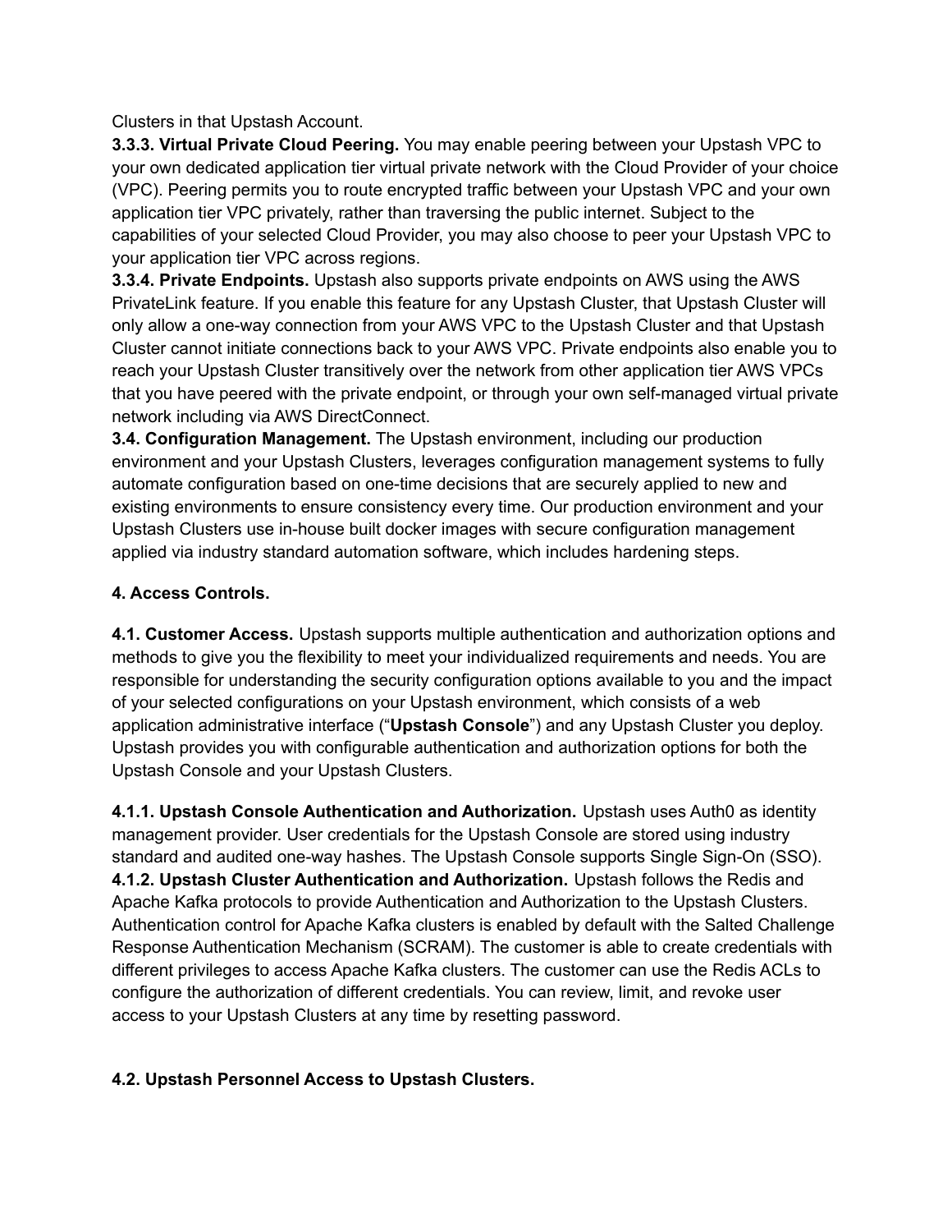Clusters in that Upstash Account.

**3.3.3. Virtual Private Cloud Peering.** You may enable peering between your Upstash VPC to your own dedicated application tier virtual private network with the Cloud Provider of your choice (VPC). Peering permits you to route encrypted traffic between your Upstash VPC and your own application tier VPC privately, rather than traversing the public internet. Subject to the capabilities of your selected Cloud Provider, you may also choose to peer your Upstash VPC to your application tier VPC across regions.

**3.3.4. Private Endpoints.** Upstash also supports private endpoints on AWS using the AWS PrivateLink feature. If you enable this feature for any Upstash Cluster, that Upstash Cluster will only allow a one-way connection from your AWS VPC to the Upstash Cluster and that Upstash Cluster cannot initiate connections back to your AWS VPC. Private endpoints also enable you to reach your Upstash Cluster transitively over the network from other application tier AWS VPCs that you have peered with the private endpoint, or through your own self-managed virtual private network including via AWS DirectConnect.

**3.4. Configuration Management.** The Upstash environment, including our production environment and your Upstash Clusters, leverages configuration management systems to fully automate configuration based on one-time decisions that are securely applied to new and existing environments to ensure consistency every time. Our production environment and your Upstash Clusters use in-house built docker images with secure configuration management applied via industry standard automation software, which includes hardening steps.

**4. Access Controls.**

**4.1. Customer Access.** Upstash supports multiple authentication and authorization options and methods to give you the flexibility to meet your individualized requirements and needs. You are responsible for understanding the security configuration options available to you and the impact of your selected configurations on your Upstash environment, which consists of a web application administrative interface ("**Upstash Console**") and any Upstash Cluster you deploy. Upstash provides you with configurable authentication and authorization options for both the Upstash Console and your Upstash Clusters.

**4.1.1. Upstash Console Authentication and Authorization.** Upstash uses Auth0 as identity management provider. User credentials for the Upstash Console are stored using industry standard and audited one-way hashes. The Upstash Console supports Single Sign-On (SSO).

**4.1.2. Upstash Cluster Authentication and Authorization.** Upstash follows the Redis and Apache Kafka protocols to provide Authentication and Authorization to the Upstash Clusters. Authentication control for Apache Kafka clusters is enabled by default with the Salted Challenge Response Authentication Mechanism (SCRAM). The customer is able to create credentials with different privileges to access Apache Kafka clusters. The customer can use the Redis ACLs to configure the authorization of different credentials. You can review, limit, and revoke user access to your Upstash Clusters at any time by resetting password.

**4.2. Upstash Personnel Access to Upstash Clusters.**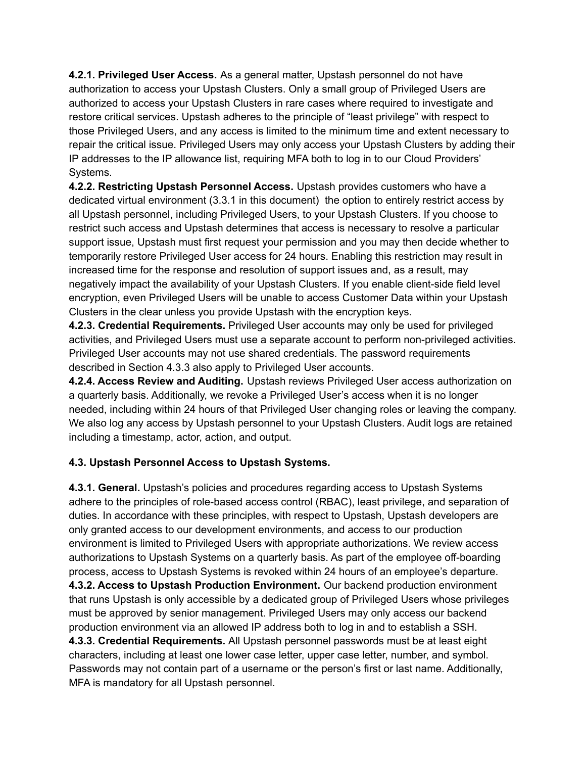**4.2.1. Privileged User Access.** As a general matter, Upstash personnel do not have authorization to access your Upstash Clusters. Only a small group of Privileged Users are authorized to access your Upstash Clusters in rare cases where required to investigate and restore critical services. Upstash adheres to the principle of "least privilege" with respect to those Privileged Users, and any access is limited to the minimum time and extent necessary to repair the critical issue. Privileged Users may only access your Upstash Clusters by adding their IP addresses to the IP allowance list, requiring MFA both to log in to our Cloud Providers' Systems.

**4.2.2. Restricting Upstash Personnel Access.** Upstash provides customers who have a dedicated virtual environment (3.3.1 in this document) the option to entirely restrict access by all Upstash personnel, including Privileged Users, to your Upstash Clusters. If you choose to restrict such access and Upstash determines that access is necessary to resolve a particular support issue, Upstash must first request your permission and you may then decide whether to temporarily restore Privileged User access for 24 hours. Enabling this restriction may result in increased time for the response and resolution of support issues and, as a result, may negatively impact the availability of your Upstash Clusters. If you enable client-side field level encryption, even Privileged Users will be unable to access Customer Data within your Upstash Clusters in the clear unless you provide Upstash with the encryption keys.

**4.2.3. Credential Requirements.** Privileged User accounts may only be used for privileged activities, and Privileged Users must use a separate account to perform non-privileged activities. Privileged User accounts may not use shared credentials. The password requirements described in Section 4.3.3 also apply to Privileged User accounts.

**4.2.4. Access Review and Auditing.** Upstash reviews Privileged User access authorization on a quarterly basis. Additionally, we revoke a Privileged User's access when it is no longer needed, including within 24 hours of that Privileged User changing roles or leaving the company. We also log any access by Upstash personnel to your Upstash Clusters. Audit logs are retained including a timestamp, actor, action, and output.

**4.3. Upstash Personnel Access to Upstash Systems.**

**4.3.1. General.** Upstash's policies and procedures regarding access to Upstash Systems adhere to the principles of role-based access control (RBAC), least privilege, and separation of duties. In accordance with these principles, with respect to Upstash, Upstash developers are only granted access to our development environments, and access to our production environment is limited to Privileged Users with appropriate authorizations. We review access authorizations to Upstash Systems on a quarterly basis. As part of the employee off-boarding process, access to Upstash Systems is revoked within 24 hours of an employee's departure.

**4.3.2. Access to Upstash Production Environment.** Our backend production environment that runs Upstash is only accessible by a dedicated group of Privileged Users whose privileges must be approved by senior management. Privileged Users may only access our backend production environment via an allowed IP address both to log in and to establish a SSH.

**4.3.3. Credential Requirements.** All Upstash personnel passwords must be at least eight characters, including at least one lower case letter, upper case letter, number, and symbol. Passwords may not contain part of a username or the person's first or last name. Additionally, MFA is mandatory for all Upstash personnel.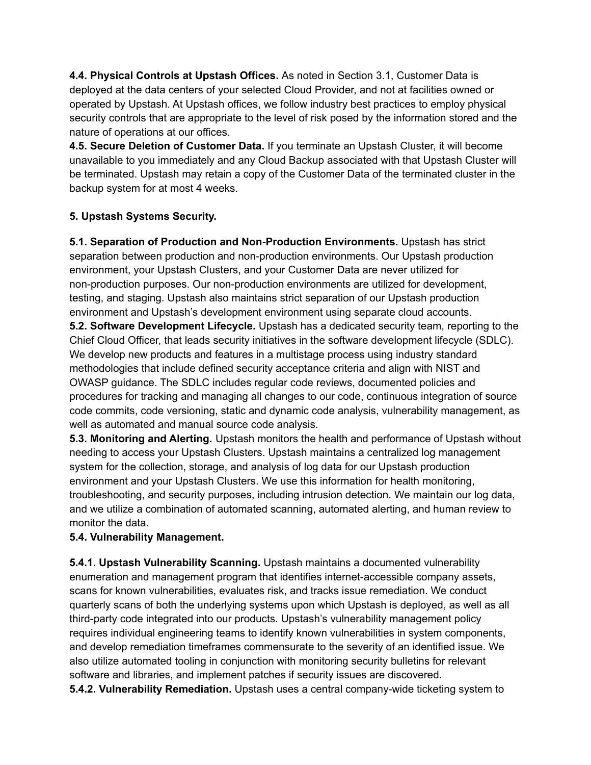**4.4. Physical Controls at Upstash Offices.** As noted in Section 3.1, Customer Data is deployed at the data centers of your selected Cloud Provider, and not at facilities owned or operated by Upstash. At Upstash offices, we follow industry best practices to employ physical security controls that are appropriate to the level of risk posed by the information stored and the nature of operations at our offices.

**4.5. Secure Deletion of Customer Data.** If you terminate an Upstash Cluster, it will become unavailable to you immediately and any Cloud Backup associated with that Upstash Cluster will be terminated. Upstash may retain a copy of the Customer Data of the terminated cluster in the backup system for at most 4 weeks.

## 5. Upstash Systems Security.

**5.1. Separation of Production and Non-Production Environments.** Upstash has strict separation between production and non-production environments. Our Upstash production environment, your Upstash Clusters, and your Customer Data are never utilized for non-production purposes. Our non-production environments are utilized for development, testing, and staging. Upstash also maintains strict separation of our Upstash production environment and Upstash's development environment using separate cloud accounts.

**5.2. Software Development Lifecycle.** Upstash has a dedicated security team, reporting to the Chief Cloud Officer, that leads security initiatives in the software development lifecycle (SDLC). We develop new products and features in a multistage process using industry standard methodologies that include defined security acceptance criteria and align with NIST and OWASP guidance. The SDLC includes regular code reviews, documented policies and procedures for tracking and managing all changes to our code, continuous integration of source code commits, code versioning, static and dynamic code analysis, vulnerability management, as well as automated and manual source code analysis.

**5.3. Monitoring and Alerting.** Upstash monitors the health and performance of Upstash without needing to access your Upstash Clusters. Upstash maintains a centralized log management system for the collection, storage, and analysis of log data for our Upstash production environment and your Upstash Clusters. We use this information for health monitoring, troubleshooting, and security purposes, including intrusion detection. We maintain our log data, and we utilize a combination of automated scanning, automated alerting, and human review to monitor the data.

**5.4. Vulnerability Management.**

**5.4.1. Upstash Vulnerability Scanning.** Upstash maintains a documented vulnerability enumeration and management program that identifies internet-accessible company assets, scans for known vulnerabilities, evaluates risk, and tracks issue remediation. We conduct quarterly scans of both the underlying systems upon which Upstash is deployed, as well as all third-party code integrated into our products. Upstash's vulnerability management policy requires individual engineering teams to identify known vulnerabilities in system components, and develop remediation timeframes commensurate to the severity of an identified issue. We also utilize automated tooling in conjunction with monitoring security bulletins for relevant software and libraries, and implement patches if security issues are discovered.

**5.4.2. Vulnerability Remediation.** Upstash uses a central company-wide ticketing system to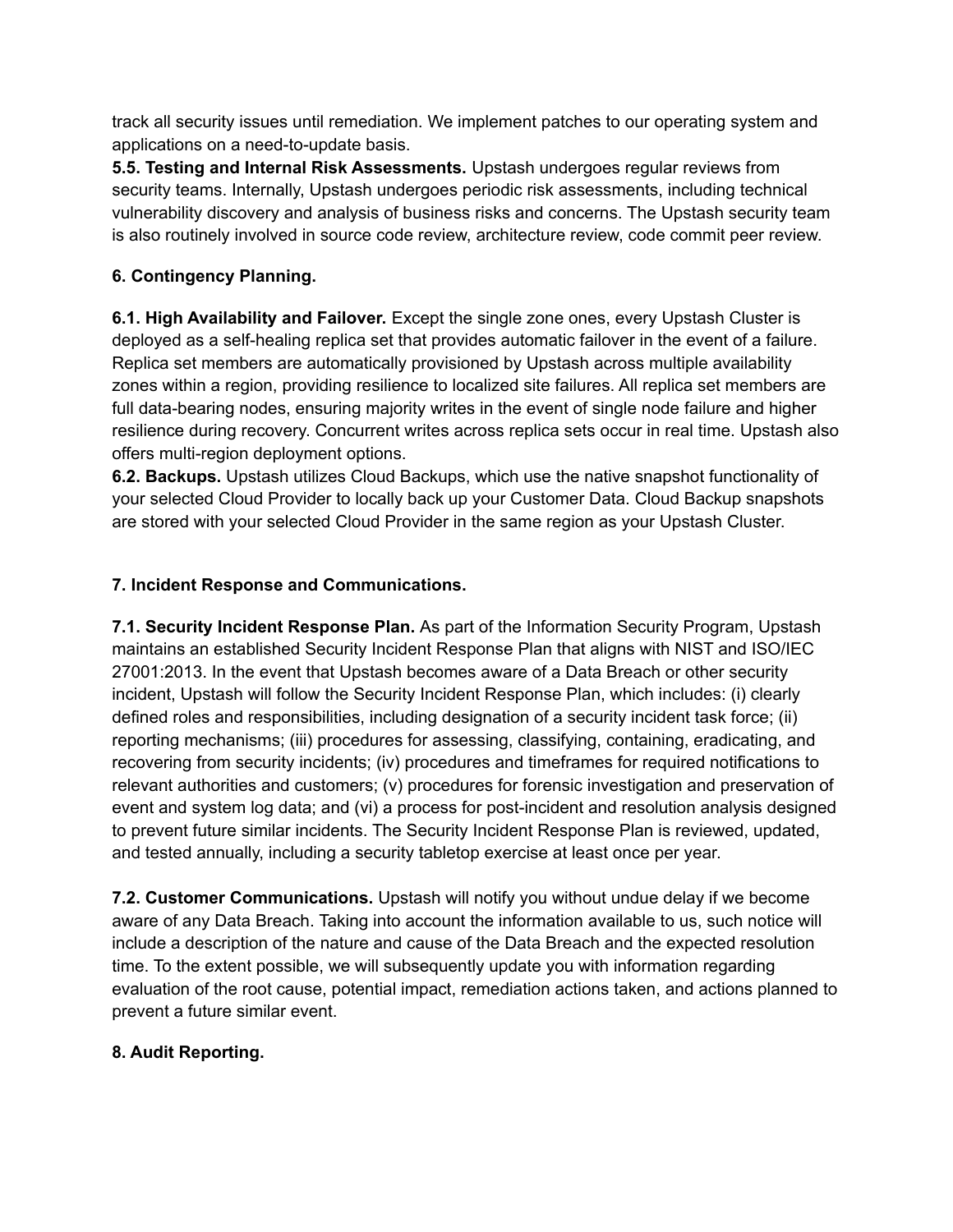track all security issues until remediation. We implement patches to our operating system and applications on a need-to-update basis.

**5.5. Testing and Internal Risk Assessments.** Upstash undergoes regular reviews from security teams. Internally, Upstash undergoes periodic risk assessments, including technical vulnerability discovery and analysis of business risks and concerns. The Upstash security team is also routinely involved in source code review, architecture review, code commit peer review.

**6. Contingency Planning.**

**6.1. High Availability and Failover.** Except the single zone ones, every Upstash Cluster is deployed as a self-healing replica set that provides automatic failover in the event of a failure. Replica set members are automatically provisioned by Upstash across multiple availability zones within a region, providing resilience to localized site failures. All replica set members are full data-bearing nodes, ensuring majority writes in the event of single node failure and higher resilience during recovery. Concurrent writes across replica sets occur in real time. Upstash also offers multi-region deployment options.

**6.2. Backups.** Upstash utilizes Cloud Backups, which use the native snapshot functionality of your selected Cloud Provider to locally back up your Customer Data. Cloud Backup snapshots are stored with your selected Cloud Provider in the same region as your Upstash Cluster.

**7. Incident Response and Communications.**

**7.1. Security Incident Response Plan.** As part of the Information Security Program, Upstash maintains an established Security Incident Response Plan that aligns with NIST and ISO/IEC 27001:2013. In the event that Upstash becomes aware of a Data Breach or other security incident, Upstash will follow the Security Incident Response Plan, which includes: (i) clearly defined roles and responsibilities, including designation of a security incident task force; (ii) reporting mechanisms; (iii) procedures for assessing, classifying, containing, eradicating, and recovering from security incidents; (iv) procedures and timeframes for required notifications to relevant authorities and customers; (v) procedures for forensic investigation and preservation of event and system log data; and (vi) a process for post-incident and resolution analysis designed to prevent future similar incidents. The Security Incident Response Plan is reviewed, updated, and tested annually, including a security tabletop exercise at least once per year.

**7.2. Customer Communications.** Upstash will notify you without undue delay if we become aware of any Data Breach. Taking into account the information available to us, such notice will include a description of the nature and cause of the Data Breach and the expected resolution time. To the extent possible, we will subsequently update you with information regarding evaluation of the root cause, potential impact, remediation actions taken, and actions planned to prevent a future similar event.

**8. Audit Reporting.**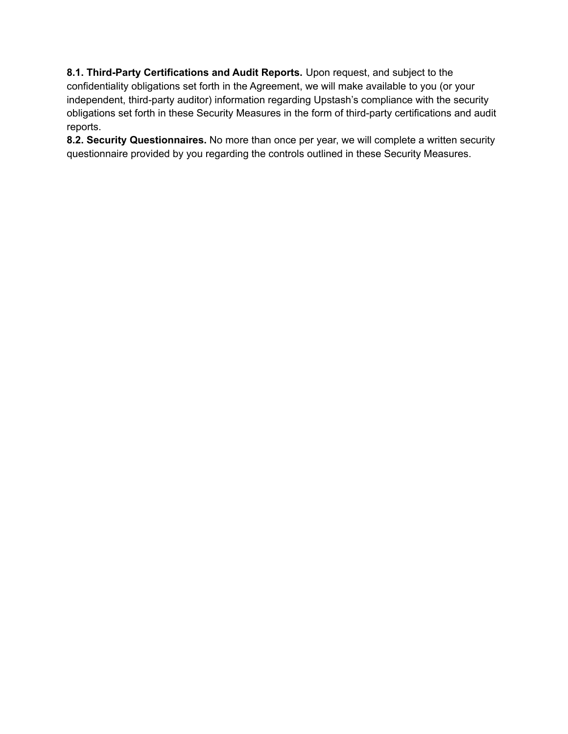**8.1. Third-Party Certifications and Audit Reports.** Upon request, and subject to the confidentiality obligations set forth in the Agreement, we will make available to you (or your independent, third-party auditor) information regarding Upstash's compliance with the security obligations set forth in these Security Measures in the form of third-party certifications and audit reports.

**8.2. Security Questionnaires.** No more than once per year, we will complete a written security questionnaire provided by you regarding the controls outlined in these Security Measures.